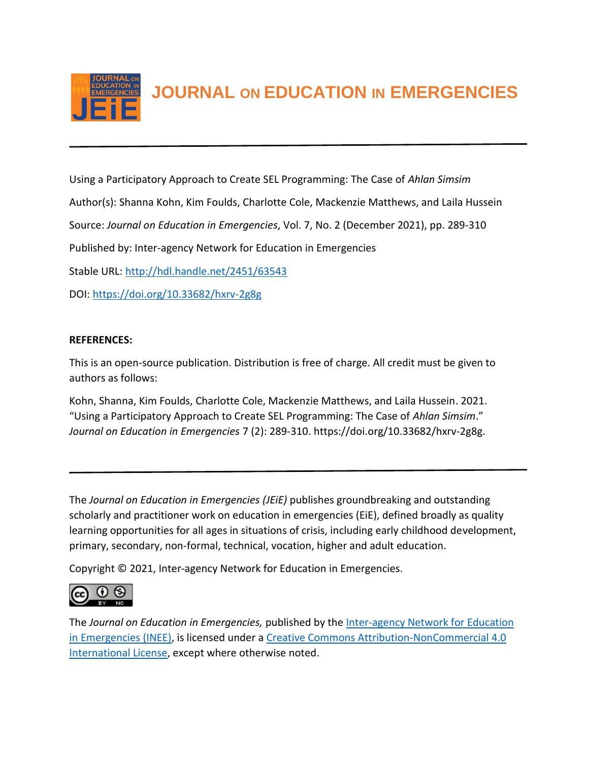# JOURNAL ON EDUCATION IN EMERGENCIES

Using a Participatory Approach to Create SEL Programming: The Case of *Ahlan Simsim*

Author(s): Shanna Kohn, Kim Foulds, Charlotte Cole, Mackenzie Matthews, and Laila Hussein

Source: *Journal on Education in Emergencies*, Vol. 7, No. 2 (December 2021), pp. 289-310

Published by: Inter-agency Network for Education in Emergencies

Stable URL: http://hdl.handle.net/2451/63543

DOI: https://doi.org/10.33682/hxrv-2g8g

**REFERENCES:**

This is an open-source publication. Distribution is free of charge. All credit must be given to authors as follows:

Kohn, Shanna, Kim Foulds, Charlotte Cole, Mackenzie Matthews, and Laila Hussein. 2021. "Using a Participatory Approach to Create SEL Programming: The Case of *Ahlan Simsim*." *Journal on Education in Emergencies* 7 (2): 289-310. https://doi.org/10.33682/hxrv-2g8g.

---

The *Journal on Education in Emergencies (JEiE)* publishes groundbreaking and outstanding scholarly and practitioner work on education in emergencies (EiE), defined broadly as quality learning opportunities for all ages in situations of crisis, including early childhood development, primary, secondary, non-formal, technical, vocation, higher and adult education.

Copyright © 2021, Inter-agency Network for Education in Emergencies.

The *Journal on Education in Emergencies,* published by the Inter-agency Network for Education in Emergencies (INEE), is licensed under a Creative Commons Attribution-NonCommercial 4.0 International License, except where otherwise noted.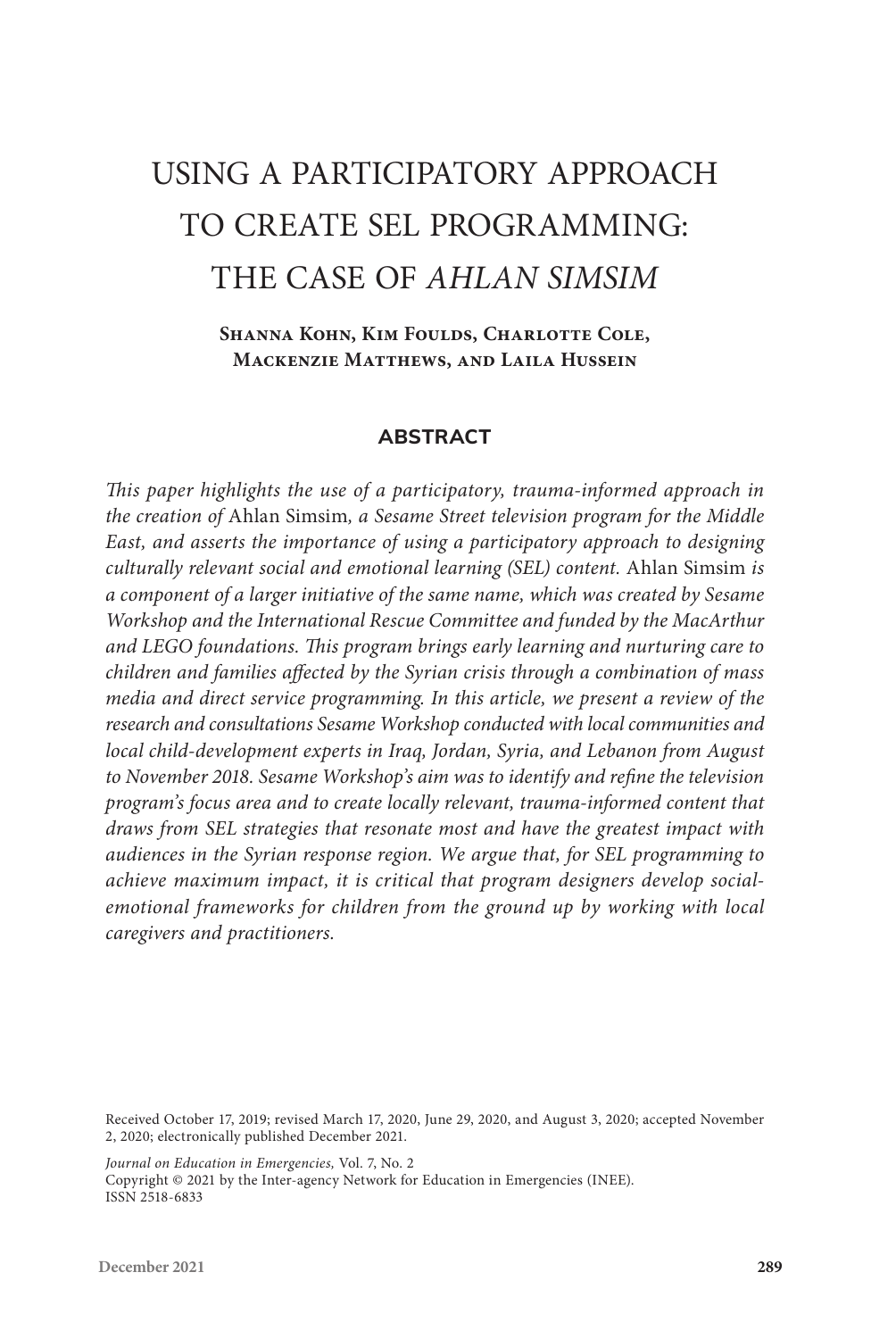# USING A PARTICIPATORY APPROACH TO CREATE SEL PROGRAMMING: THE CASE OF *AHLAN SIMSIM*

**Shanna Kohn, Kim Foulds, Charlotte Cole, Mackenzie Matthews, and Laila Hussein**

## ABSTRACT

*This paper highlights the use of a participatory, trauma-informed approach in the creation of* Ahlan Simsim*, a Sesame Street television program for the Middle East, and asserts the importance of using a participatory approach to designing culturally relevant social and emotional learning (SEL) content.* Ahlan Simsim *is a component of a larger initiative of the same name, which was created by Sesame Workshop and the International Rescue Committee and funded by the MacArthur and LEGO foundations. This program brings early learning and nurturing care to children and families affected by the Syrian crisis through a combination of mass media and direct service programming. In this article, we present a review of the research and consultations Sesame Workshop conducted with local communities and local child-development experts in Iraq, Jordan, Syria, and Lebanon from August to November 2018. Sesame Workshop's aim was to identify and refine the television program's focus area and to create locally relevant, trauma-informed content that draws from SEL strategies that resonate most and have the greatest impact with audiences in the Syrian response region. We argue that, for SEL programming to achieve maximum impact, it is critical that program designers develop social-emotional frameworks for children from the ground up by working with local caregivers and practitioners.*

Received October 17, 2019; revised March 17, 2020, June 29, 2020, and August 3, 2020; accepted November 2, 2020; electronically published December 2021.

*Journal on Education in Emergencies,* Vol. 7, No. 2
Copyright © 2021 by the Inter-agency Network for Education in Emergencies (INEE).
ISSN 2518-6833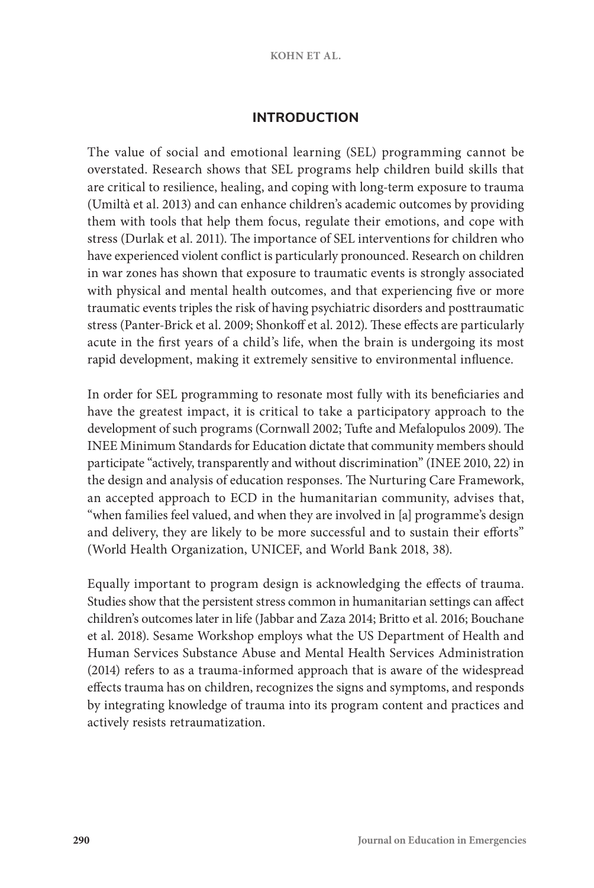## INTRODUCTION

The value of social and emotional learning (SEL) programming cannot be overstated. Research shows that SEL programs help children build skills that are critical to resilience, healing, and coping with long-term exposure to trauma (Umiltà et al. 2013) and can enhance children's academic outcomes by providing them with tools that help them focus, regulate their emotions, and cope with stress (Durlak et al. 2011). The importance of SEL interventions for children who have experienced violent conflict is particularly pronounced. Research on children in war zones has shown that exposure to traumatic events is strongly associated with physical and mental health outcomes, and that experiencing five or more traumatic events triples the risk of having psychiatric disorders and posttraumatic stress (Panter-Brick et al. 2009; Shonkoff et al. 2012). These effects are particularly acute in the first years of a child's life, when the brain is undergoing its most rapid development, making it extremely sensitive to environmental influence.

In order for SEL programming to resonate most fully with its beneficiaries and have the greatest impact, it is critical to take a participatory approach to the development of such programs (Cornwall 2002; Tufte and Mefalopulos 2009). The INEE Minimum Standards for Education dictate that community members should participate "actively, transparently and without discrimination" (INEE 2010, 22) in the design and analysis of education responses. The Nurturing Care Framework, an accepted approach to ECD in the humanitarian community, advises that, "when families feel valued, and when they are involved in [a] programme's design and delivery, they are likely to be more successful and to sustain their efforts" (World Health Organization, UNICEF, and World Bank 2018, 38).

Equally important to program design is acknowledging the effects of trauma. Studies show that the persistent stress common in humanitarian settings can affect children's outcomes later in life (Jabbar and Zaza 2014; Britto et al. 2016; Bouchane et al. 2018). Sesame Workshop employs what the US Department of Health and Human Services Substance Abuse and Mental Health Services Administration (2014) refers to as a trauma-informed approach that is aware of the widespread effects trauma has on children, recognizes the signs and symptoms, and responds by integrating knowledge of trauma into its program content and practices and actively resists retraumatization.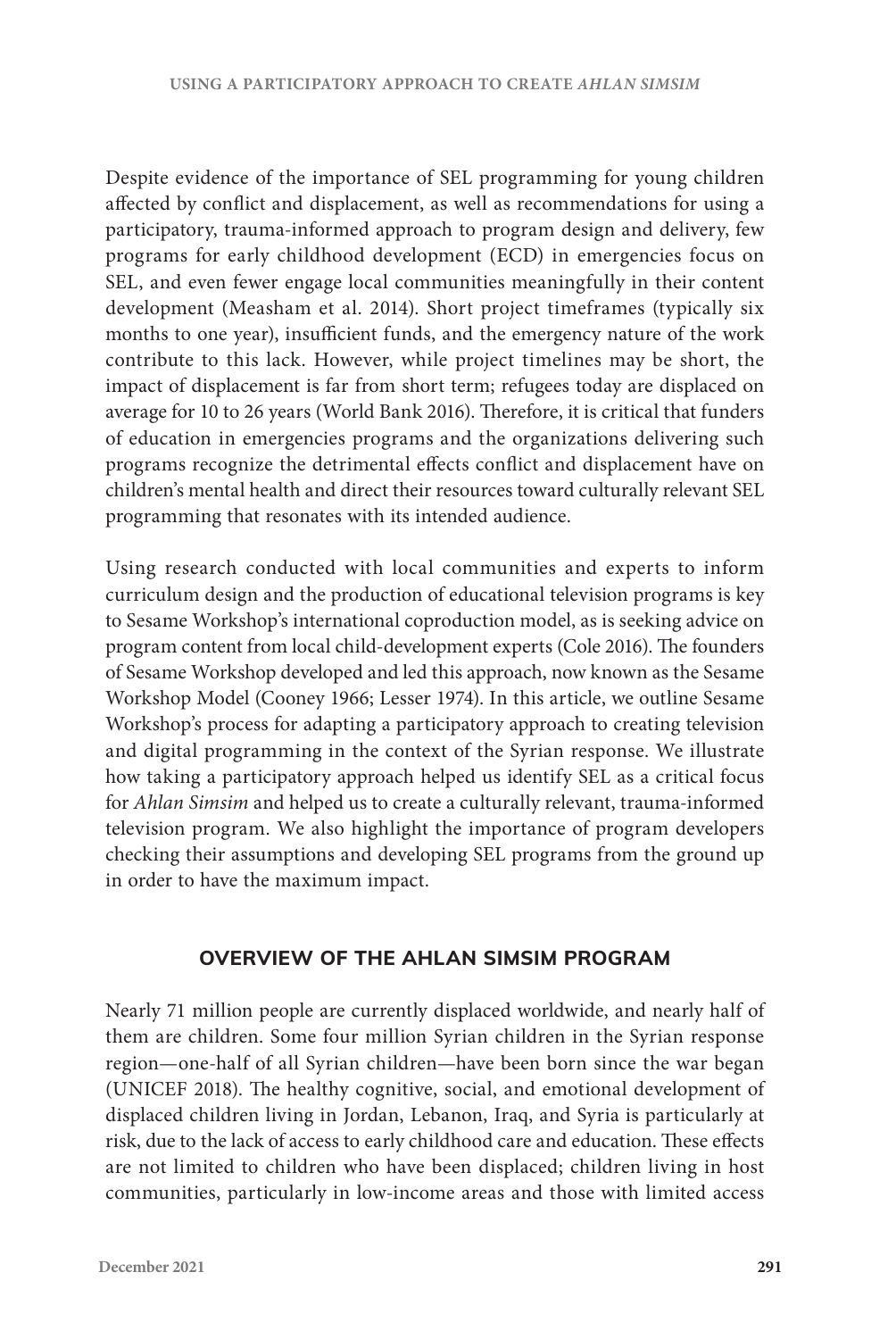Despite evidence of the importance of SEL programming for young children affected by conflict and displacement, as well as recommendations for using a participatory, trauma-informed approach to program design and delivery, few programs for early childhood development (ECD) in emergencies focus on SEL, and even fewer engage local communities meaningfully in their content development (Measham et al. 2014). Short project timeframes (typically six months to one year), insufficient funds, and the emergency nature of the work contribute to this lack. However, while project timelines may be short, the impact of displacement is far from short term; refugees today are displaced on average for 10 to 26 years (World Bank 2016). Therefore, it is critical that funders of education in emergencies programs and the organizations delivering such programs recognize the detrimental effects conflict and displacement have on children's mental health and direct their resources toward culturally relevant SEL programming that resonates with its intended audience.

Using research conducted with local communities and experts to inform curriculum design and the production of educational television programs is key to Sesame Workshop's international coproduction model, as is seeking advice on program content from local child-development experts (Cole 2016). The founders of Sesame Workshop developed and led this approach, now known as the Sesame Workshop Model (Cooney 1966; Lesser 1974). In this article, we outline Sesame Workshop's process for adapting a participatory approach to creating television and digital programming in the context of the Syrian response. We illustrate how taking a participatory approach helped us identify SEL as a critical focus for *Ahlan Simsim* and helped us to create a culturally relevant, trauma-informed television program. We also highlight the importance of program developers checking their assumptions and developing SEL programs from the ground up in order to have the maximum impact.

## OVERVIEW OF THE AHLAN SIMSIM PROGRAM

Nearly 71 million people are currently displaced worldwide, and nearly half of them are children. Some four million Syrian children in the Syrian response region—one-half of all Syrian children—have been born since the war began (UNICEF 2018). The healthy cognitive, social, and emotional development of displaced children living in Jordan, Lebanon, Iraq, and Syria is particularly at risk, due to the lack of access to early childhood care and education. These effects are not limited to children who have been displaced; children living in host communities, particularly in low-income areas and those with limited access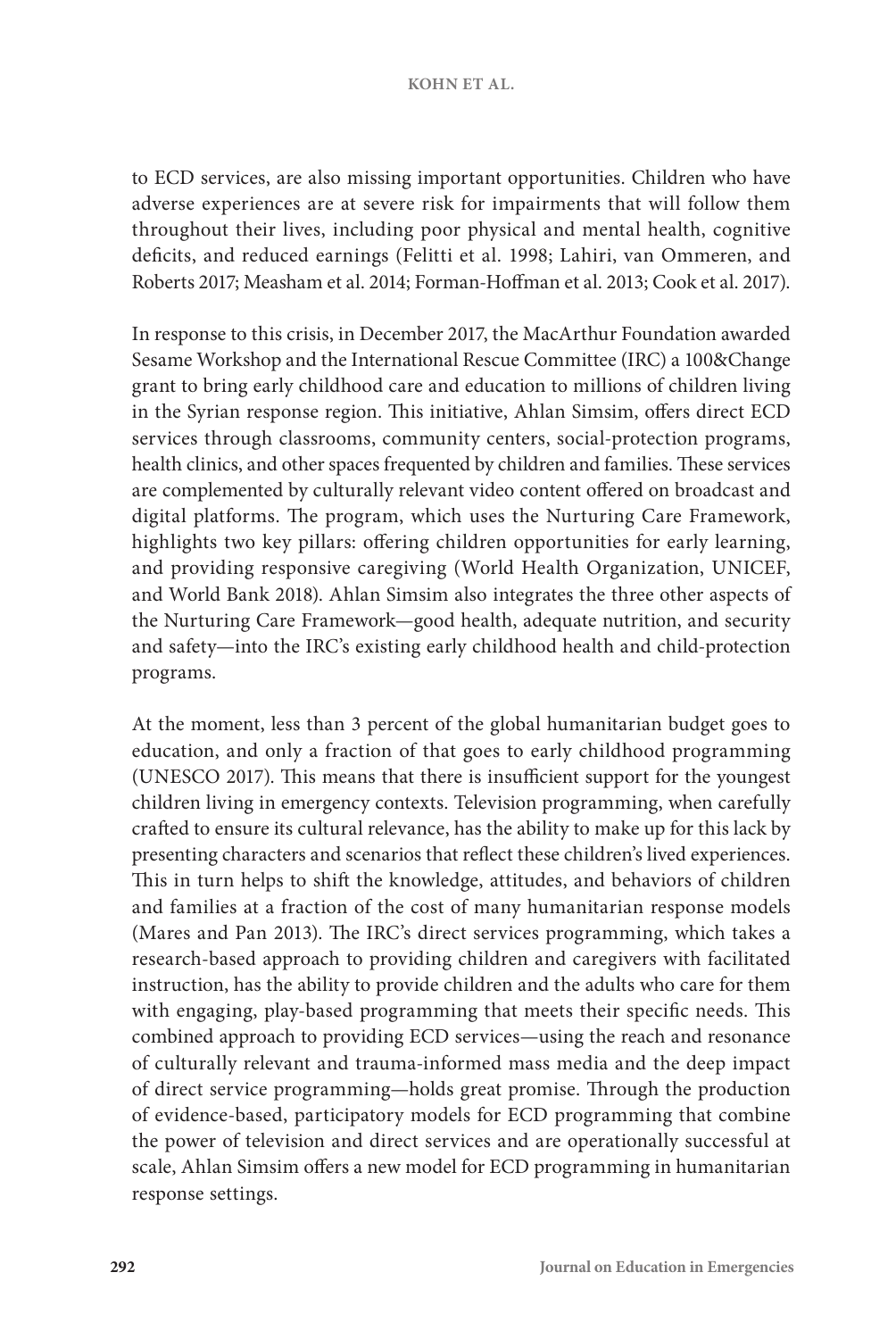to ECD services, are also missing important opportunities. Children who have adverse experiences are at severe risk for impairments that will follow them throughout their lives, including poor physical and mental health, cognitive deficits, and reduced earnings (Felitti et al. 1998; Lahiri, van Ommeren, and Roberts 2017; Measham et al. 2014; Forman-Hoffman et al. 2013; Cook et al. 2017).

In response to this crisis, in December 2017, the MacArthur Foundation awarded Sesame Workshop and the International Rescue Committee (IRC) a 100&Change grant to bring early childhood care and education to millions of children living in the Syrian response region. This initiative, Ahlan Simsim, offers direct ECD services through classrooms, community centers, social-protection programs, health clinics, and other spaces frequented by children and families. These services are complemented by culturally relevant video content offered on broadcast and digital platforms. The program, which uses the Nurturing Care Framework, highlights two key pillars: offering children opportunities for early learning, and providing responsive caregiving (World Health Organization, UNICEF, and World Bank 2018). Ahlan Simsim also integrates the three other aspects of the Nurturing Care Framework—good health, adequate nutrition, and security and safety—into the IRC's existing early childhood health and child-protection programs.

At the moment, less than 3 percent of the global humanitarian budget goes to education, and only a fraction of that goes to early childhood programming (UNESCO 2017). This means that there is insufficient support for the youngest children living in emergency contexts. Television programming, when carefully crafted to ensure its cultural relevance, has the ability to make up for this lack by presenting characters and scenarios that reflect these children's lived experiences. This in turn helps to shift the knowledge, attitudes, and behaviors of children and families at a fraction of the cost of many humanitarian response models (Mares and Pan 2013). The IRC's direct services programming, which takes a research-based approach to providing children and caregivers with facilitated instruction, has the ability to provide children and the adults who care for them with engaging, play-based programming that meets their specific needs. This combined approach to providing ECD services—using the reach and resonance of culturally relevant and trauma-informed mass media and the deep impact of direct service programming—holds great promise. Through the production of evidence-based, participatory models for ECD programming that combine the power of television and direct services and are operationally successful at scale, Ahlan Simsim offers a new model for ECD programming in humanitarian response settings.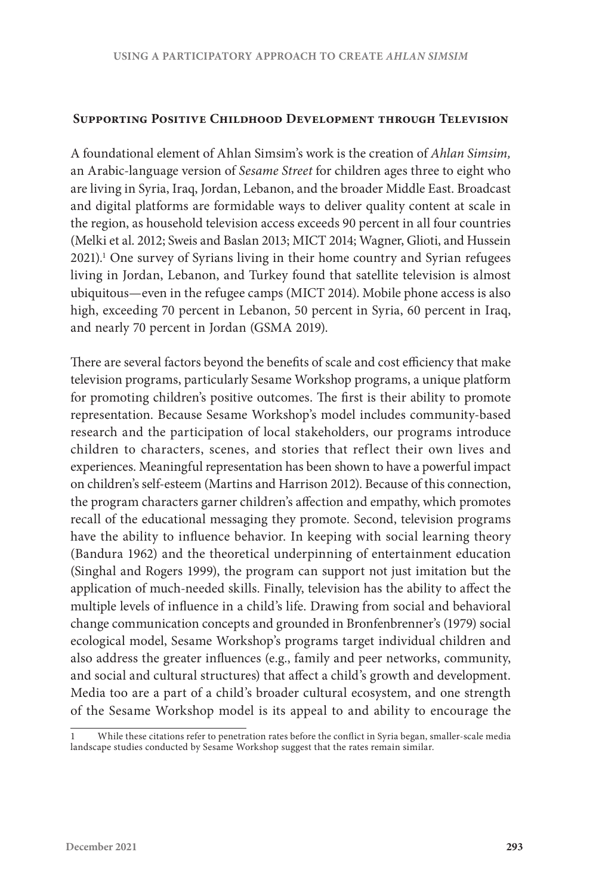## Supporting Positive Childhood Development through Television

A foundational element of Ahlan Simsim's work is the creation of *Ahlan Simsim,* an Arabic-language version of *Sesame Street* for children ages three to eight who are living in Syria, Iraq, Jordan, Lebanon, and the broader Middle East. Broadcast and digital platforms are formidable ways to deliver quality content at scale in the region, as household television access exceeds 90 percent in all four countries (Melki et al. 2012; Sweis and Baslan 2013; MICT 2014; Wagner, Glioti, and Hussein 2021).[1] One survey of Syrians living in their home country and Syrian refugees living in Jordan, Lebanon, and Turkey found that satellite television is almost ubiquitous—even in the refugee camps (MICT 2014). Mobile phone access is also high, exceeding 70 percent in Lebanon, 50 percent in Syria, 60 percent in Iraq, and nearly 70 percent in Jordan (GSMA 2019).

There are several factors beyond the benefits of scale and cost efficiency that make television programs, particularly Sesame Workshop programs, a unique platform for promoting children's positive outcomes. The first is their ability to promote representation. Because Sesame Workshop's model includes community-based research and the participation of local stakeholders, our programs introduce children to characters, scenes, and stories that reflect their own lives and experiences. Meaningful representation has been shown to have a powerful impact on children's self-esteem (Martins and Harrison 2012). Because of this connection, the program characters garner children's affection and empathy, which promotes recall of the educational messaging they promote. Second, television programs have the ability to influence behavior. In keeping with social learning theory (Bandura 1962) and the theoretical underpinning of entertainment education (Singhal and Rogers 1999), the program can support not just imitation but the application of much-needed skills. Finally, television has the ability to affect the multiple levels of influence in a child's life. Drawing from social and behavioral change communication concepts and grounded in Bronfenbrenner's (1979) social ecological model, Sesame Workshop's programs target individual children and also address the greater influences (e.g., family and peer networks, community, and social and cultural structures) that affect a child's growth and development. Media too are a part of a child's broader cultural ecosystem, and one strength of the Sesame Workshop model is its appeal to and ability to encourage the

[1] While these citations refer to penetration rates before the conflict in Syria began, smaller-scale media landscape studies conducted by Sesame Workshop suggest that the rates remain similar.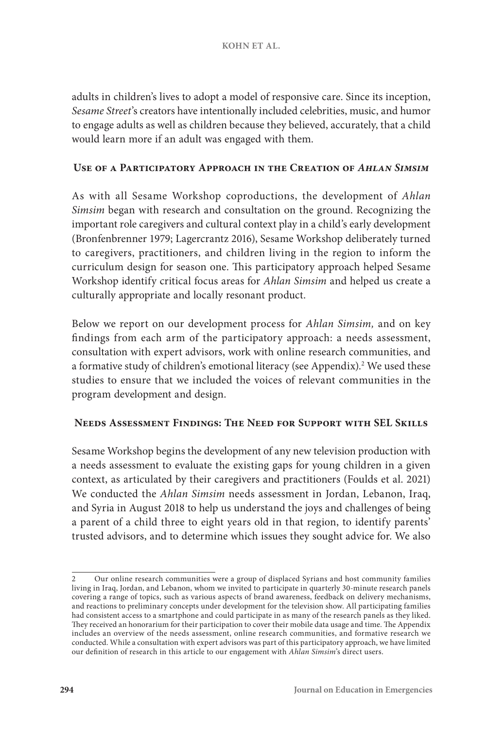adults in children's lives to adopt a model of responsive care. Since its inception, *Sesame Street*'s creators have intentionally included celebrities, music, and humor to engage adults as well as children because they believed, accurately, that a child would learn more if an adult was engaged with them.

### Use of a Participatory Approach in the Creation of *Ahlan Simsim*

As with all Sesame Workshop coproductions, the development of *Ahlan Simsim* began with research and consultation on the ground. Recognizing the important role caregivers and cultural context play in a child's early development (Bronfenbrenner 1979; Lagercrantz 2016), Sesame Workshop deliberately turned to caregivers, practitioners, and children living in the region to inform the curriculum design for season one. This participatory approach helped Sesame Workshop identify critical focus areas for *Ahlan Simsim* and helped us create a culturally appropriate and locally resonant product.

Below we report on our development process for *Ahlan Simsim,* and on key findings from each arm of the participatory approach: a needs assessment, consultation with expert advisors, work with online research communities, and a formative study of children's emotional literacy (see Appendix).[2] We used these studies to ensure that we included the voices of relevant communities in the program development and design.

### Needs Assessment Findings: The Need for Support with SEL Skills

Sesame Workshop begins the development of any new television production with a needs assessment to evaluate the existing gaps for young children in a given context, as articulated by their caregivers and practitioners (Foulds et al. 2021) We conducted the *Ahlan Simsim* needs assessment in Jordan, Lebanon, Iraq, and Syria in August 2018 to help us understand the joys and challenges of being a parent of a child three to eight years old in that region, to identify parents' trusted advisors, and to determine which issues they sought advice for. We also

---

2 Our online research communities were a group of displaced Syrians and host community families living in Iraq, Jordan, and Lebanon, whom we invited to participate in quarterly 30-minute research panels covering a range of topics, such as various aspects of brand awareness, feedback on delivery mechanisms, and reactions to preliminary concepts under development for the television show. All participating families had consistent access to a smartphone and could participate in as many of the research panels as they liked. They received an honorarium for their participation to cover their mobile data usage and time. The Appendix includes an overview of the needs assessment, online research communities, and formative research we conducted. While a consultation with expert advisors was part of this participatory approach, we have limited our definition of research in this article to our engagement with *Ahlan Simsim*'s direct users.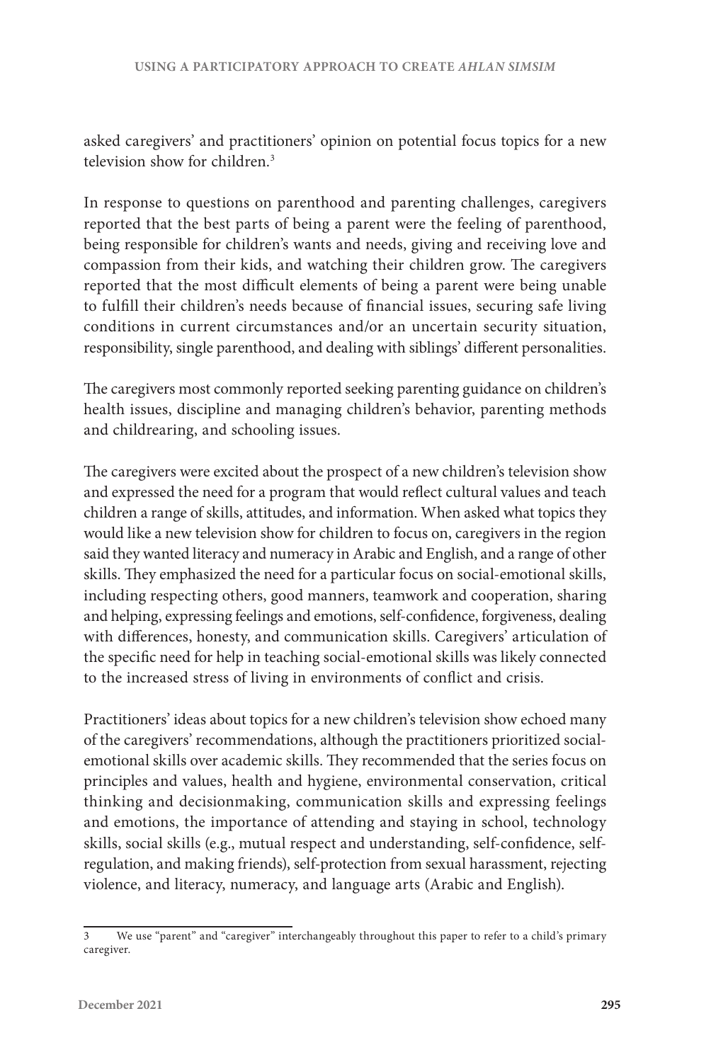asked caregivers' and practitioners' opinion on potential focus topics for a new television show for children.[3]

In response to questions on parenthood and parenting challenges, caregivers reported that the best parts of being a parent were the feeling of parenthood, being responsible for children's wants and needs, giving and receiving love and compassion from their kids, and watching their children grow. The caregivers reported that the most difficult elements of being a parent were being unable to fulfill their children's needs because of financial issues, securing safe living conditions in current circumstances and/or an uncertain security situation, responsibility, single parenthood, and dealing with siblings' different personalities.

The caregivers most commonly reported seeking parenting guidance on children's health issues, discipline and managing children's behavior, parenting methods and childrearing, and schooling issues.

The caregivers were excited about the prospect of a new children's television show and expressed the need for a program that would reflect cultural values and teach children a range of skills, attitudes, and information. When asked what topics they would like a new television show for children to focus on, caregivers in the region said they wanted literacy and numeracy in Arabic and English, and a range of other skills. They emphasized the need for a particular focus on social-emotional skills, including respecting others, good manners, teamwork and cooperation, sharing and helping, expressing feelings and emotions, self-confidence, forgiveness, dealing with differences, honesty, and communication skills. Caregivers' articulation of the specific need for help in teaching social-emotional skills was likely connected to the increased stress of living in environments of conflict and crisis.

Practitioners' ideas about topics for a new children's television show echoed many of the caregivers' recommendations, although the practitioners prioritized social-emotional skills over academic skills. They recommended that the series focus on principles and values, health and hygiene, environmental conservation, critical thinking and decisionmaking, communication skills and expressing feelings and emotions, the importance of attending and staying in school, technology skills, social skills (e.g., mutual respect and understanding, self-confidence, self-regulation, and making friends), self-protection from sexual harassment, rejecting violence, and literacy, numeracy, and language arts (Arabic and English).

---

[3] We use "parent" and "caregiver" interchangeably throughout this paper to refer to a child's primary caregiver.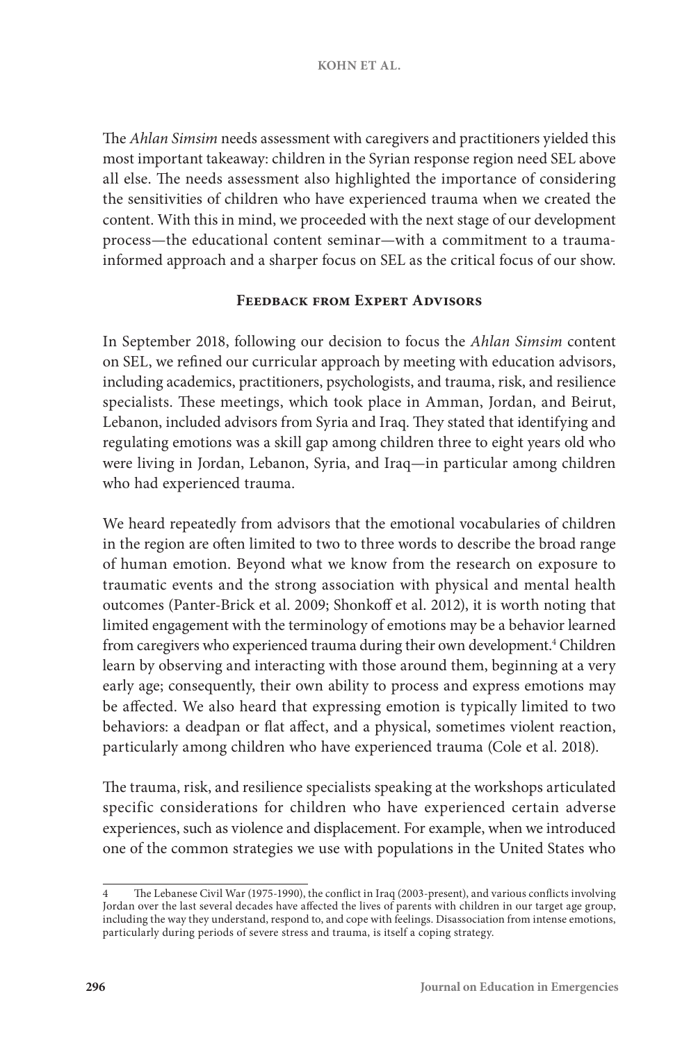The *Ahlan Simsim* needs assessment with caregivers and practitioners yielded this most important takeaway: children in the Syrian response region need SEL above all else. The needs assessment also highlighted the importance of considering the sensitivities of children who have experienced trauma when we created the content. With this in mind, we proceeded with the next stage of our development process—the educational content seminar—with a commitment to a trauma-informed approach and a sharper focus on SEL as the critical focus of our show.

## Feedback from Expert Advisors

In September 2018, following our decision to focus the *Ahlan Simsim* content on SEL, we refined our curricular approach by meeting with education advisors, including academics, practitioners, psychologists, and trauma, risk, and resilience specialists. These meetings, which took place in Amman, Jordan, and Beirut, Lebanon, included advisors from Syria and Iraq. They stated that identifying and regulating emotions was a skill gap among children three to eight years old who were living in Jordan, Lebanon, Syria, and Iraq—in particular among children who had experienced trauma.

We heard repeatedly from advisors that the emotional vocabularies of children in the region are often limited to two to three words to describe the broad range of human emotion. Beyond what we know from the research on exposure to traumatic events and the strong association with physical and mental health outcomes (Panter-Brick et al. 2009; Shonkoff et al. 2012), it is worth noting that limited engagement with the terminology of emotions may be a behavior learned from caregivers who experienced trauma during their own development.[4] Children learn by observing and interacting with those around them, beginning at a very early age; consequently, their own ability to process and express emotions may be affected. We also heard that expressing emotion is typically limited to two behaviors: a deadpan or flat affect, and a physical, sometimes violent reaction, particularly among children who have experienced trauma (Cole et al. 2018).

The trauma, risk, and resilience specialists speaking at the workshops articulated specific considerations for children who have experienced certain adverse experiences, such as violence and displacement. For example, when we introduced one of the common strategies we use with populations in the United States who

---

4 The Lebanese Civil War (1975-1990), the conflict in Iraq (2003-present), and various conflicts involving Jordan over the last several decades have affected the lives of parents with children in our target age group, including the way they understand, respond to, and cope with feelings. Disassociation from intense emotions, particularly during periods of severe stress and trauma, is itself a coping strategy.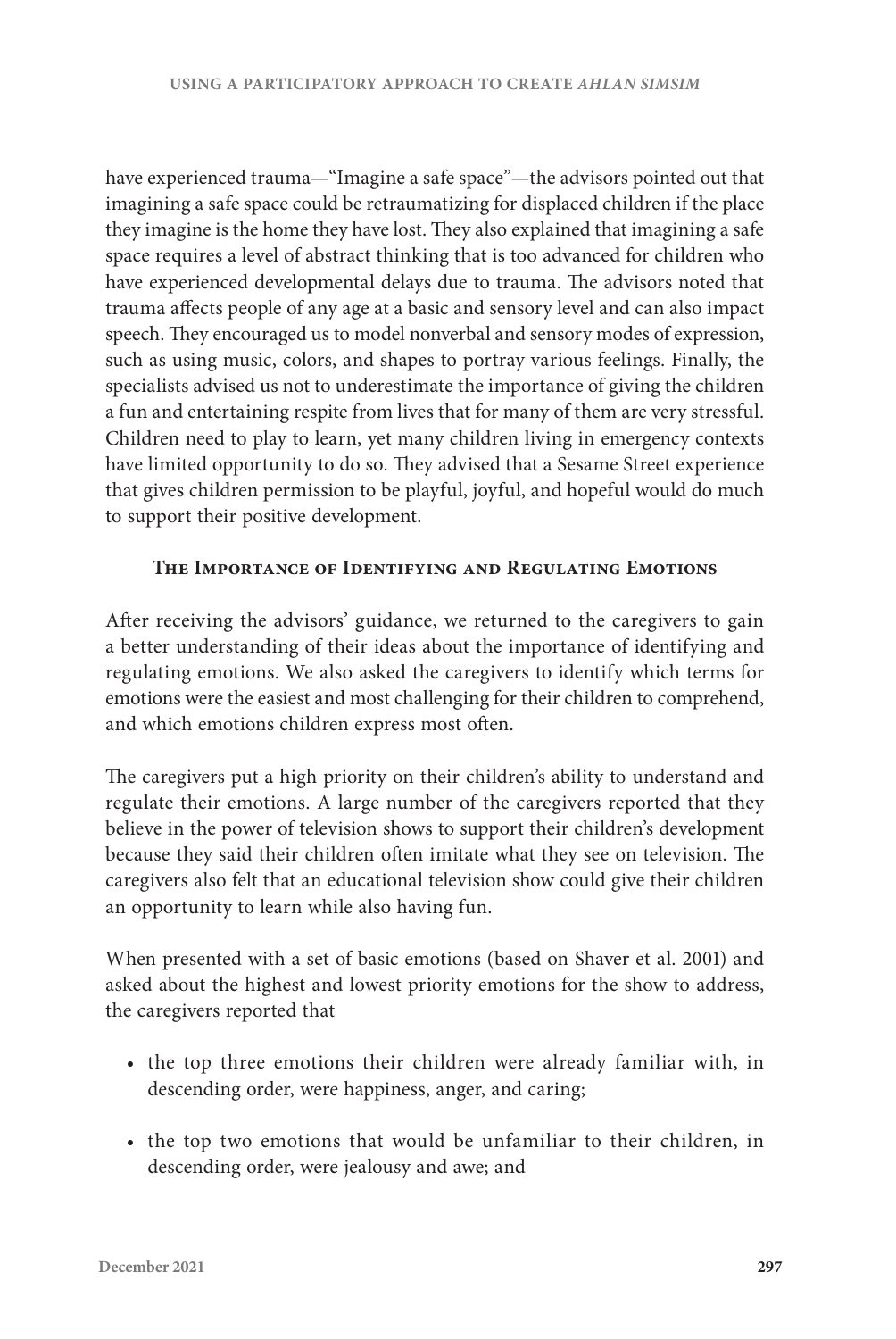have experienced trauma—"Imagine a safe space"—the advisors pointed out that imagining a safe space could be retraumatizing for displaced children if the place they imagine is the home they have lost. They also explained that imagining a safe space requires a level of abstract thinking that is too advanced for children who have experienced developmental delays due to trauma. The advisors noted that trauma affects people of any age at a basic and sensory level and can also impact speech. They encouraged us to model nonverbal and sensory modes of expression, such as using music, colors, and shapes to portray various feelings. Finally, the specialists advised us not to underestimate the importance of giving the children a fun and entertaining respite from lives that for many of them are very stressful. Children need to play to learn, yet many children living in emergency contexts have limited opportunity to do so. They advised that a Sesame Street experience that gives children permission to be playful, joyful, and hopeful would do much to support their positive development.

## The Importance of Identifying and Regulating Emotions

After receiving the advisors' guidance, we returned to the caregivers to gain a better understanding of their ideas about the importance of identifying and regulating emotions. We also asked the caregivers to identify which terms for emotions were the easiest and most challenging for their children to comprehend, and which emotions children express most often.

The caregivers put a high priority on their children's ability to understand and regulate their emotions. A large number of the caregivers reported that they believe in the power of television shows to support their children's development because they said their children often imitate what they see on television. The caregivers also felt that an educational television show could give their children an opportunity to learn while also having fun.

When presented with a set of basic emotions (based on Shaver et al. 2001) and asked about the highest and lowest priority emotions for the show to address, the caregivers reported that

- the top three emotions their children were already familiar with, in descending order, were happiness, anger, and caring;
- the top two emotions that would be unfamiliar to their children, in descending order, were jealousy and awe; and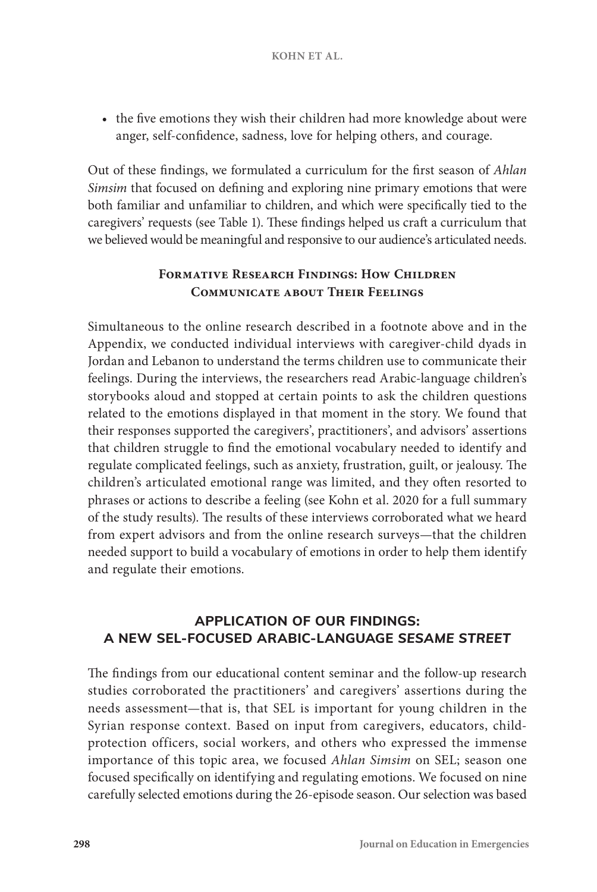- the five emotions they wish their children had more knowledge about were anger, self-confidence, sadness, love for helping others, and courage.

Out of these findings, we formulated a curriculum for the first season of *Ahlan Simsim* that focused on defining and exploring nine primary emotions that were both familiar and unfamiliar to children, and which were specifically tied to the caregivers' requests (see Table 1). These findings helped us craft a curriculum that we believed would be meaningful and responsive to our audience's articulated needs.

### Formative Research Findings: How Children Communicate about Their Feelings

Simultaneous to the online research described in a footnote above and in the Appendix, we conducted individual interviews with caregiver-child dyads in Jordan and Lebanon to understand the terms children use to communicate their feelings. During the interviews, the researchers read Arabic-language children's storybooks aloud and stopped at certain points to ask the children questions related to the emotions displayed in that moment in the story. We found that their responses supported the caregivers', practitioners', and advisors' assertions that children struggle to find the emotional vocabulary needed to identify and regulate complicated feelings, such as anxiety, frustration, guilt, or jealousy. The children's articulated emotional range was limited, and they often resorted to phrases or actions to describe a feeling (see Kohn et al. 2020 for a full summary of the study results). The results of these interviews corroborated what we heard from expert advisors and from the online research surveys—that the children needed support to build a vocabulary of emotions in order to help them identify and regulate their emotions.

## APPLICATION OF OUR FINDINGS: A NEW SEL-FOCUSED ARABIC-LANGUAGE *SESAME STREET*

The findings from our educational content seminar and the follow-up research studies corroborated the practitioners' and caregivers' assertions during the needs assessment—that is, that SEL is important for young children in the Syrian response context. Based on input from caregivers, educators, child-protection officers, social workers, and others who expressed the immense importance of this topic area, we focused *Ahlan Simsim* on SEL; season one focused specifically on identifying and regulating emotions. We focused on nine carefully selected emotions during the 26-episode season. Our selection was based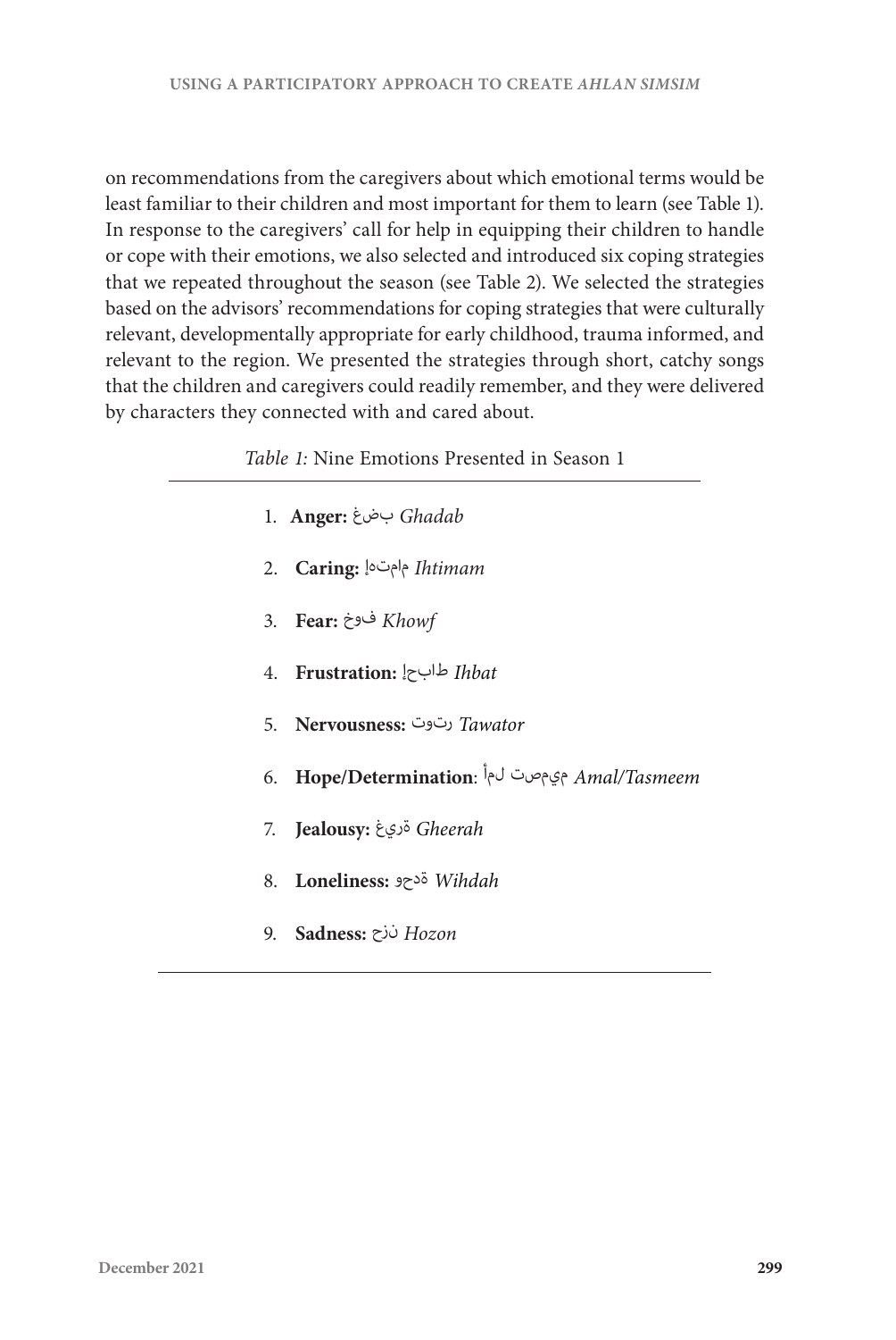on recommendations from the caregivers about which emotional terms would be least familiar to their children and most important for them to learn (see Table 1). In response to the caregivers' call for help in equipping their children to handle or cope with their emotions, we also selected and introduced six coping strategies that we repeated throughout the season (see Table 2). We selected the strategies based on the advisors' recommendations for coping strategies that were culturally relevant, developmentally appropriate for early childhood, trauma informed, and relevant to the region. We presented the strategies through short, catchy songs that the children and caregivers could readily remember, and they were delivered by characters they connected with and cared about.

*Table 1:* Nine Emotions Presented in Season 1

1. **Anger:** بضغ *Ghadab*
2. **Caring:** ماتهإ *Ihtimam*
3. **Fear:** فوخ *Khowf*
4. **Frustration:** طابحإ *Ihbat*
5. **Nervousness:** رتوت *Tawator*
6. **Hope/Determination**: ميمصت لمأ *Amal/Tasmeem*
7. **Jealousy:** ةريغ *Gheerah*
8. **Loneliness:** ةدحو *Wihdah*
9. **Sadness:** نزح *Hozon*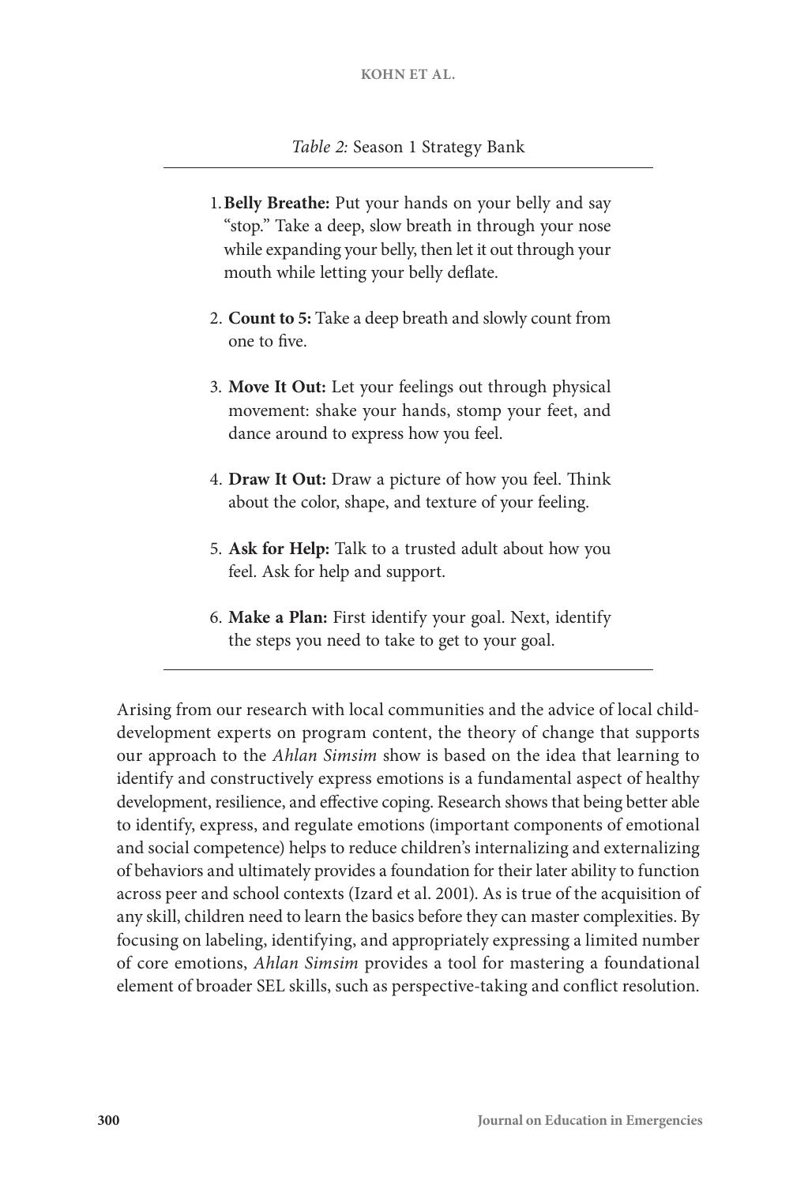*Table 2:* Season 1 Strategy Bank

1. **Belly Breathe:** Put your hands on your belly and say "stop." Take a deep, slow breath in through your nose while expanding your belly, then let it out through your mouth while letting your belly deflate.

2. **Count to 5:** Take a deep breath and slowly count from one to five.

3. **Move It Out:** Let your feelings out through physical movement: shake your hands, stomp your feet, and dance around to express how you feel.

4. **Draw It Out:** Draw a picture of how you feel. Think about the color, shape, and texture of your feeling.

5. **Ask for Help:** Talk to a trusted adult about how you feel. Ask for help and support.

6. **Make a Plan:** First identify your goal. Next, identify the steps you need to take to get to your goal.

Arising from our research with local communities and the advice of local child-development experts on program content, the theory of change that supports our approach to the *Ahlan Simsim* show is based on the idea that learning to identify and constructively express emotions is a fundamental aspect of healthy development, resilience, and effective coping. Research shows that being better able to identify, express, and regulate emotions (important components of emotional and social competence) helps to reduce children's internalizing and externalizing of behaviors and ultimately provides a foundation for their later ability to function across peer and school contexts (Izard et al. 2001). As is true of the acquisition of any skill, children need to learn the basics before they can master complexities. By focusing on labeling, identifying, and appropriately expressing a limited number of core emotions, *Ahlan Simsim* provides a tool for mastering a foundational element of broader SEL skills, such as perspective-taking and conflict resolution.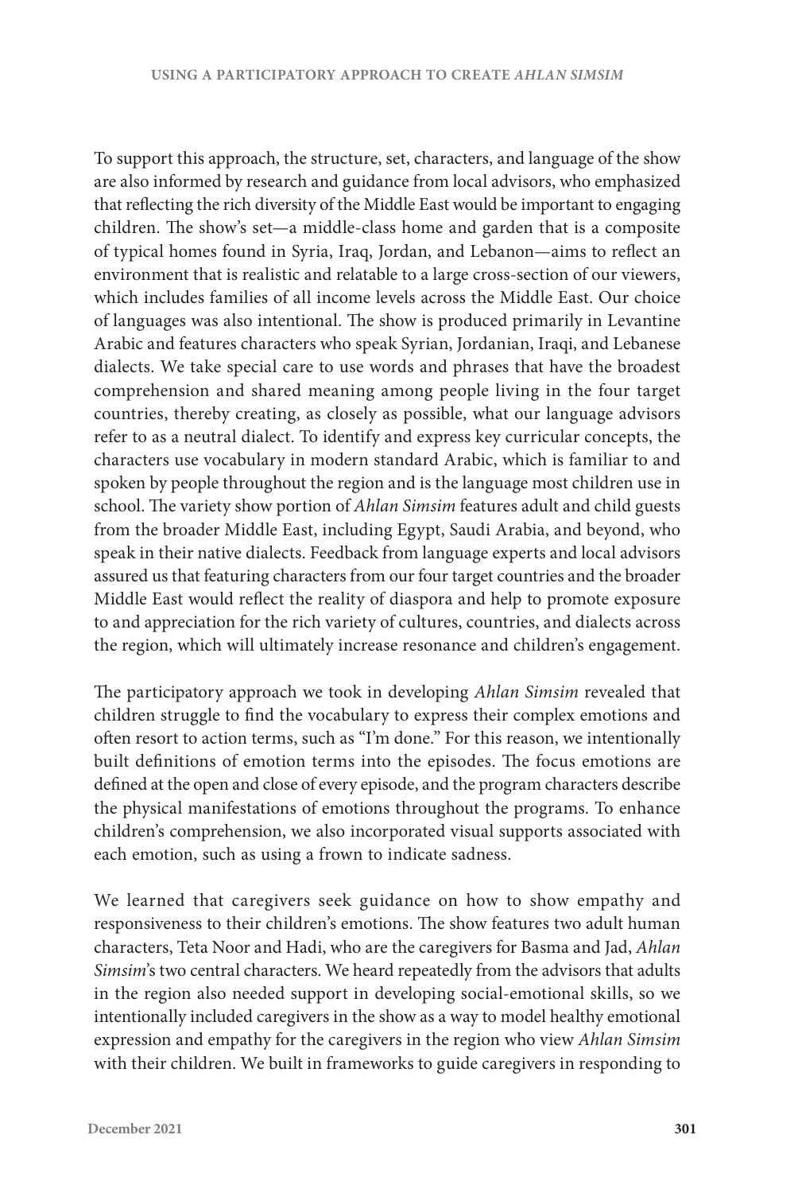To support this approach, the structure, set, characters, and language of the show are also informed by research and guidance from local advisors, who emphasized that reflecting the rich diversity of the Middle East would be important to engaging children. The show's set—a middle-class home and garden that is a composite of typical homes found in Syria, Iraq, Jordan, and Lebanon—aims to reflect an environment that is realistic and relatable to a large cross-section of our viewers, which includes families of all income levels across the Middle East. Our choice of languages was also intentional. The show is produced primarily in Levantine Arabic and features characters who speak Syrian, Jordanian, Iraqi, and Lebanese dialects. We take special care to use words and phrases that have the broadest comprehension and shared meaning among people living in the four target countries, thereby creating, as closely as possible, what our language advisors refer to as a neutral dialect. To identify and express key curricular concepts, the characters use vocabulary in modern standard Arabic, which is familiar to and spoken by people throughout the region and is the language most children use in school. The variety show portion of *Ahlan Simsim* features adult and child guests from the broader Middle East, including Egypt, Saudi Arabia, and beyond, who speak in their native dialects. Feedback from language experts and local advisors assured us that featuring characters from our four target countries and the broader Middle East would reflect the reality of diaspora and help to promote exposure to and appreciation for the rich variety of cultures, countries, and dialects across the region, which will ultimately increase resonance and children's engagement.

The participatory approach we took in developing *Ahlan Simsim* revealed that children struggle to find the vocabulary to express their complex emotions and often resort to action terms, such as "I'm done." For this reason, we intentionally built definitions of emotion terms into the episodes. The focus emotions are defined at the open and close of every episode, and the program characters describe the physical manifestations of emotions throughout the programs. To enhance children's comprehension, we also incorporated visual supports associated with each emotion, such as using a frown to indicate sadness.

We learned that caregivers seek guidance on how to show empathy and responsiveness to their children's emotions. The show features two adult human characters, Teta Noor and Hadi, who are the caregivers for Basma and Jad, *Ahlan Simsim*'s two central characters. We heard repeatedly from the advisors that adults in the region also needed support in developing social-emotional skills, so we intentionally included caregivers in the show as a way to model healthy emotional expression and empathy for the caregivers in the region who view *Ahlan Simsim* with their children. We built in frameworks to guide caregivers in responding to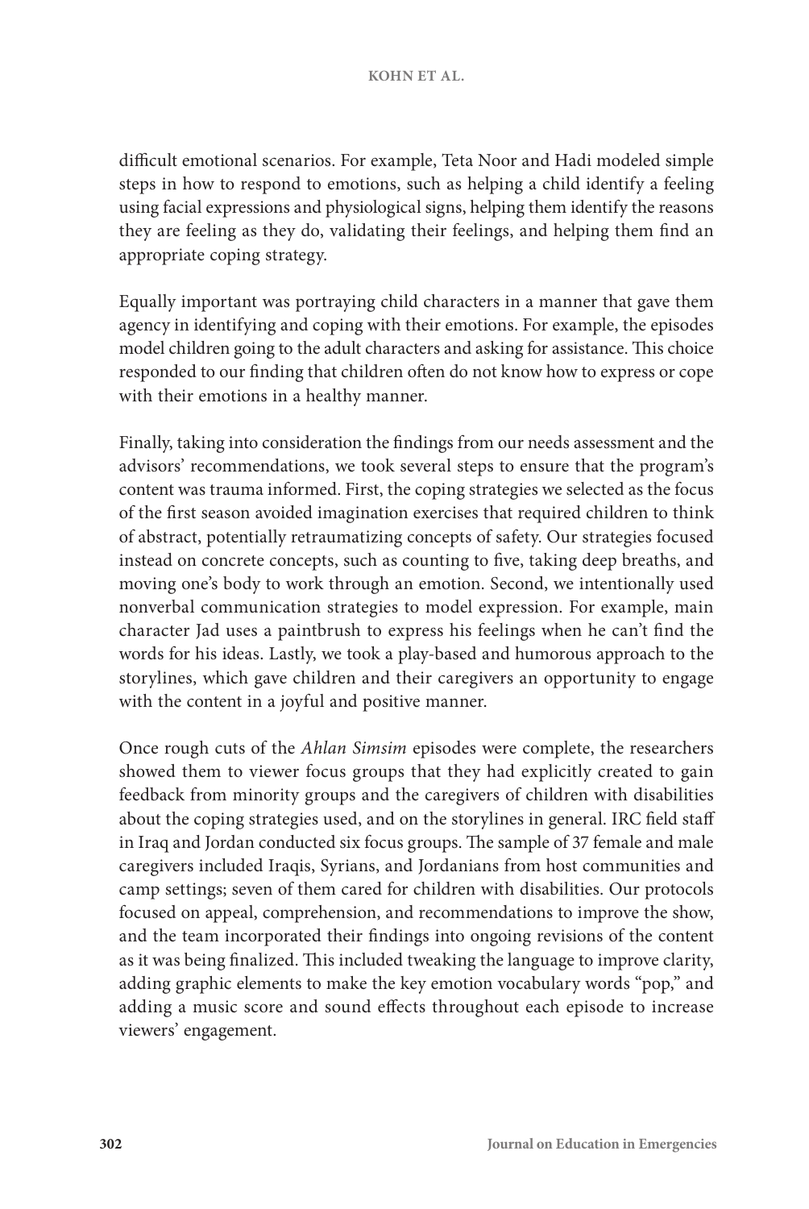difficult emotional scenarios. For example, Teta Noor and Hadi modeled simple steps in how to respond to emotions, such as helping a child identify a feeling using facial expressions and physiological signs, helping them identify the reasons they are feeling as they do, validating their feelings, and helping them find an appropriate coping strategy.

Equally important was portraying child characters in a manner that gave them agency in identifying and coping with their emotions. For example, the episodes model children going to the adult characters and asking for assistance. This choice responded to our finding that children often do not know how to express or cope with their emotions in a healthy manner.

Finally, taking into consideration the findings from our needs assessment and the advisors' recommendations, we took several steps to ensure that the program's content was trauma informed. First, the coping strategies we selected as the focus of the first season avoided imagination exercises that required children to think of abstract, potentially retraumatizing concepts of safety. Our strategies focused instead on concrete concepts, such as counting to five, taking deep breaths, and moving one's body to work through an emotion. Second, we intentionally used nonverbal communication strategies to model expression. For example, main character Jad uses a paintbrush to express his feelings when he can't find the words for his ideas. Lastly, we took a play-based and humorous approach to the storylines, which gave children and their caregivers an opportunity to engage with the content in a joyful and positive manner.

Once rough cuts of the *Ahlan Simsim* episodes were complete, the researchers showed them to viewer focus groups that they had explicitly created to gain feedback from minority groups and the caregivers of children with disabilities about the coping strategies used, and on the storylines in general. IRC field staff in Iraq and Jordan conducted six focus groups. The sample of 37 female and male caregivers included Iraqis, Syrians, and Jordanians from host communities and camp settings; seven of them cared for children with disabilities. Our protocols focused on appeal, comprehension, and recommendations to improve the show, and the team incorporated their findings into ongoing revisions of the content as it was being finalized. This included tweaking the language to improve clarity, adding graphic elements to make the key emotion vocabulary words "pop," and adding a music score and sound effects throughout each episode to increase viewers' engagement.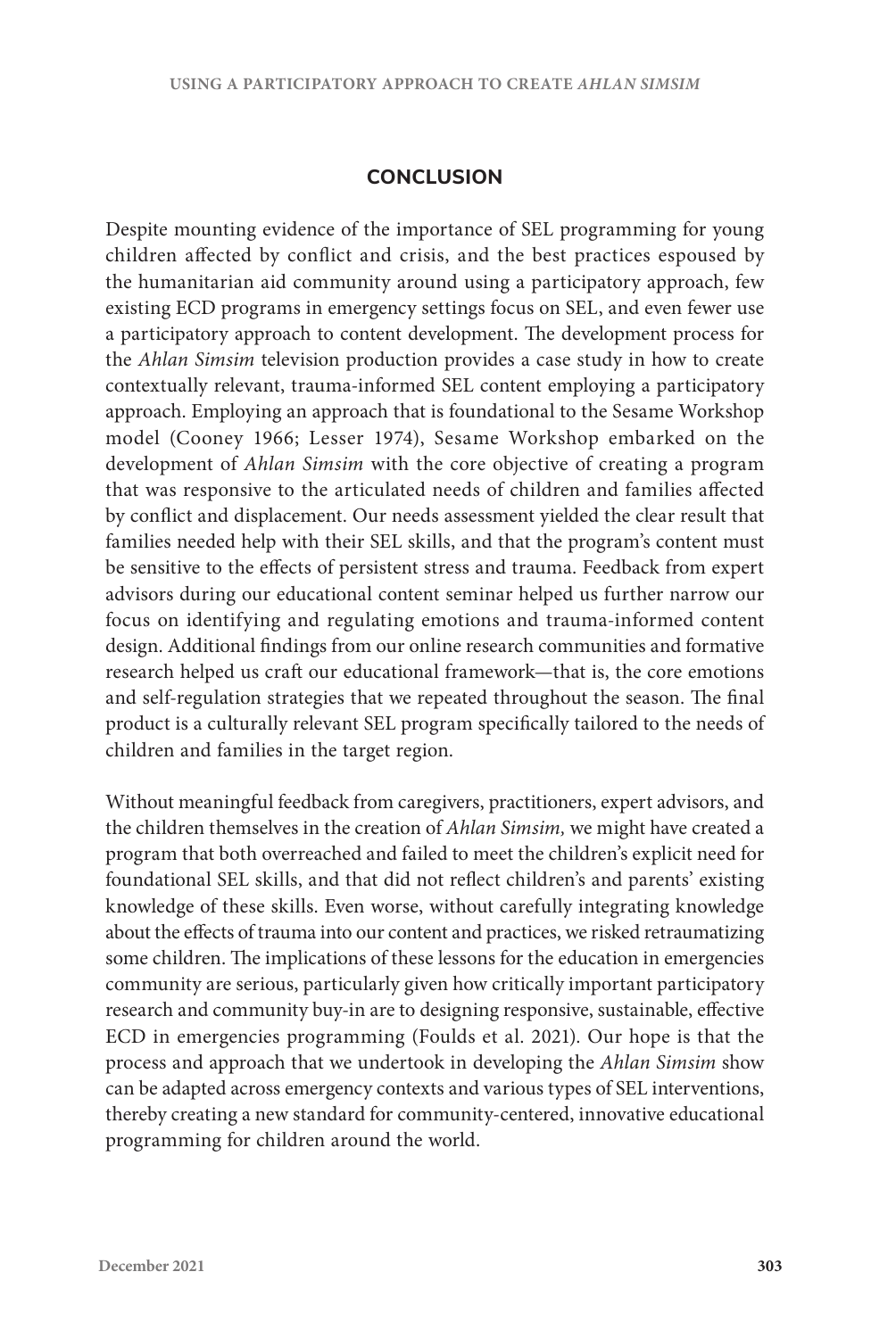## CONCLUSION

Despite mounting evidence of the importance of SEL programming for young children affected by conflict and crisis, and the best practices espoused by the humanitarian aid community around using a participatory approach, few existing ECD programs in emergency settings focus on SEL, and even fewer use a participatory approach to content development. The development process for the *Ahlan Simsim* television production provides a case study in how to create contextually relevant, trauma-informed SEL content employing a participatory approach. Employing an approach that is foundational to the Sesame Workshop model (Cooney 1966; Lesser 1974), Sesame Workshop embarked on the development of *Ahlan Simsim* with the core objective of creating a program that was responsive to the articulated needs of children and families affected by conflict and displacement. Our needs assessment yielded the clear result that families needed help with their SEL skills, and that the program's content must be sensitive to the effects of persistent stress and trauma. Feedback from expert advisors during our educational content seminar helped us further narrow our focus on identifying and regulating emotions and trauma-informed content design. Additional findings from our online research communities and formative research helped us craft our educational framework—that is, the core emotions and self-regulation strategies that we repeated throughout the season. The final product is a culturally relevant SEL program specifically tailored to the needs of children and families in the target region.

Without meaningful feedback from caregivers, practitioners, expert advisors, and the children themselves in the creation of *Ahlan Simsim,* we might have created a program that both overreached and failed to meet the children's explicit need for foundational SEL skills, and that did not reflect children's and parents' existing knowledge of these skills. Even worse, without carefully integrating knowledge about the effects of trauma into our content and practices, we risked retraumatizing some children. The implications of these lessons for the education in emergencies community are serious, particularly given how critically important participatory research and community buy-in are to designing responsive, sustainable, effective ECD in emergencies programming (Foulds et al. 2021). Our hope is that the process and approach that we undertook in developing the *Ahlan Simsim* show can be adapted across emergency contexts and various types of SEL interventions, thereby creating a new standard for community-centered, innovative educational programming for children around the world.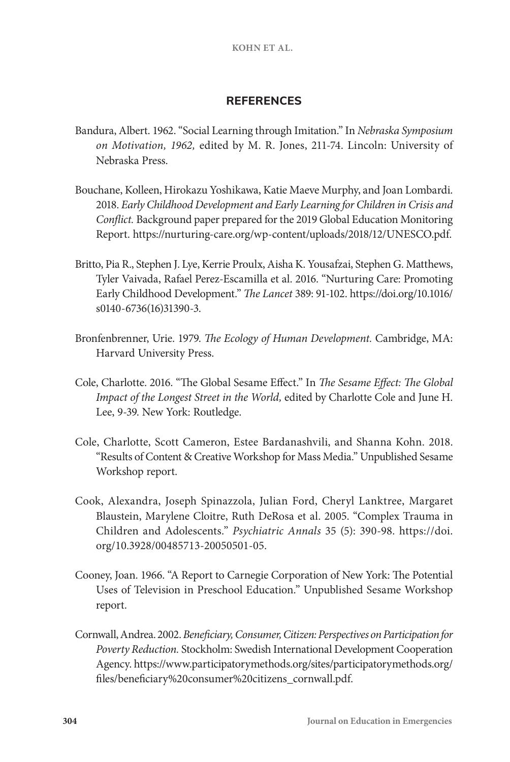## REFERENCES

Bandura, Albert. 1962. "Social Learning through Imitation." In *Nebraska Symposium on Motivation, 1962,* edited by M. R. Jones, 211-74. Lincoln: University of Nebraska Press.

Bouchane, Kolleen, Hirokazu Yoshikawa, Katie Maeve Murphy, and Joan Lombardi. 2018. *Early Childhood Development and Early Learning for Children in Crisis and Conflict.* Background paper prepared for the 2019 Global Education Monitoring Report. https://nurturing-care.org/wp-content/uploads/2018/12/UNESCO.pdf.

Britto, Pia R., Stephen J. Lye, Kerrie Proulx, Aisha K. Yousafzai, Stephen G. Matthews, Tyler Vaivada, Rafael Perez-Escamilla et al. 2016. "Nurturing Care: Promoting Early Childhood Development." *The Lancet* 389: 91-102. https://doi.org/10.1016/s0140-6736(16)31390-3.

Bronfenbrenner, Urie. 1979. *The Ecology of Human Development.* Cambridge, MA: Harvard University Press.

Cole, Charlotte. 2016. "The Global Sesame Effect." In *The Sesame Effect: The Global Impact of the Longest Street in the World,* edited by Charlotte Cole and June H. Lee, 9-39. New York: Routledge.

Cole, Charlotte, Scott Cameron, Estee Bardanashvili, and Shanna Kohn. 2018. "Results of Content & Creative Workshop for Mass Media." Unpublished Sesame Workshop report.

Cook, Alexandra, Joseph Spinazzola, Julian Ford, Cheryl Lanktree, Margaret Blaustein, Marylene Cloitre, Ruth DeRosa et al. 2005. "Complex Trauma in Children and Adolescents." *Psychiatric Annals* 35 (5): 390-98. https://doi.org/10.3928/00485713-20050501-05.

Cooney, Joan. 1966. "A Report to Carnegie Corporation of New York: The Potential Uses of Television in Preschool Education." Unpublished Sesame Workshop report.

Cornwall, Andrea. 2002. *Beneficiary, Consumer, Citizen: Perspectives on Participation for Poverty Reduction.* Stockholm: Swedish International Development Cooperation Agency. https://www.participatorymethods.org/sites/participatorymethods.org/files/beneficiary%20consumer%20citizens_cornwall.pdf.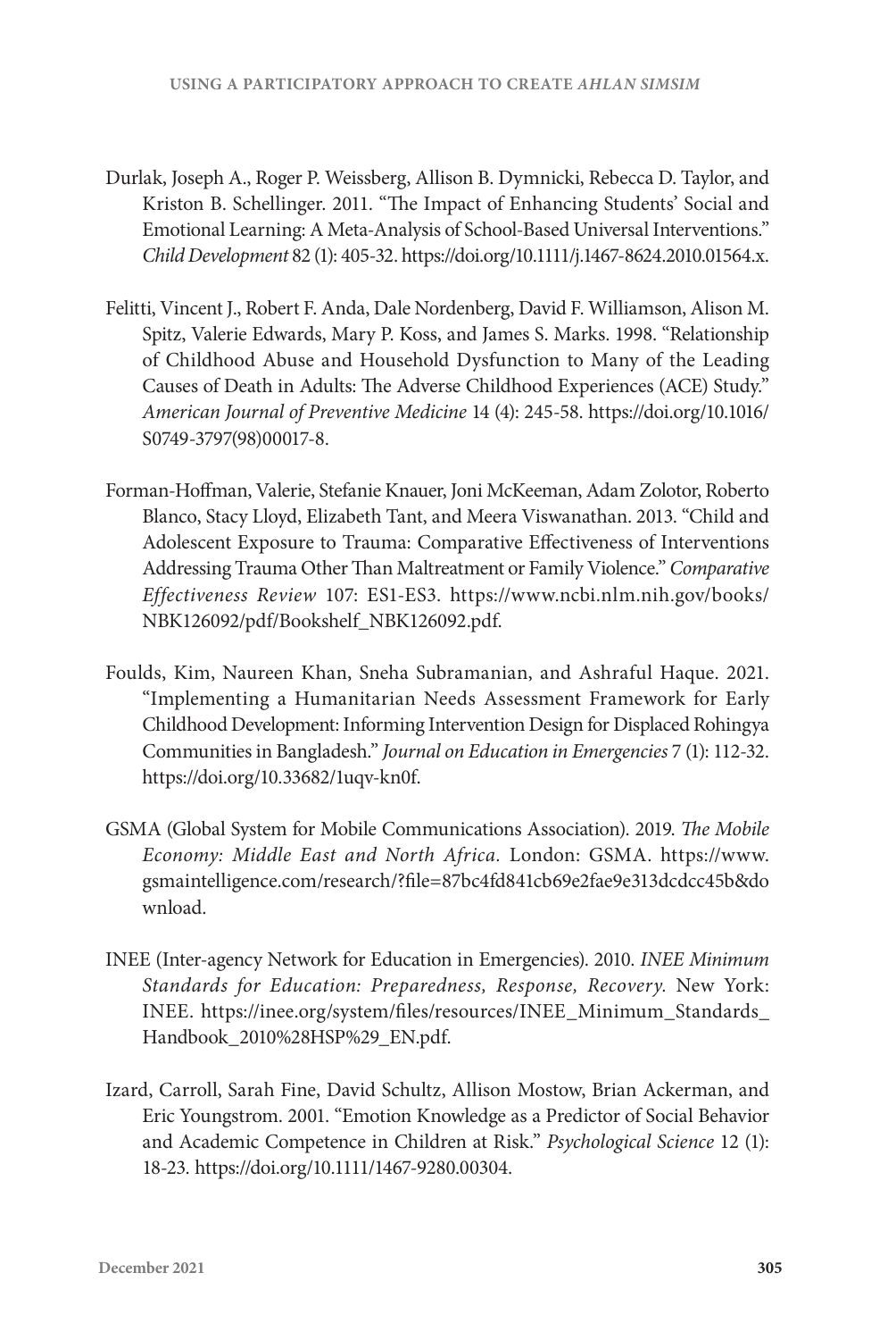Durlak, Joseph A., Roger P. Weissberg, Allison B. Dymnicki, Rebecca D. Taylor, and Kriston B. Schellinger. 2011. "The Impact of Enhancing Students' Social and Emotional Learning: A Meta-Analysis of School-Based Universal Interventions." *Child Development* 82 (1): 405-32. https://doi.org/10.1111/j.1467-8624.2010.01564.x.

Felitti, Vincent J., Robert F. Anda, Dale Nordenberg, David F. Williamson, Alison M. Spitz, Valerie Edwards, Mary P. Koss, and James S. Marks. 1998. "Relationship of Childhood Abuse and Household Dysfunction to Many of the Leading Causes of Death in Adults: The Adverse Childhood Experiences (ACE) Study." *American Journal of Preventive Medicine* 14 (4): 245-58. https://doi.org/10.1016/S0749-3797(98)00017-8.

Forman-Hoffman, Valerie, Stefanie Knauer, Joni McKeeman, Adam Zolotor, Roberto Blanco, Stacy Lloyd, Elizabeth Tant, and Meera Viswanathan. 2013. "Child and Adolescent Exposure to Trauma: Comparative Effectiveness of Interventions Addressing Trauma Other Than Maltreatment or Family Violence." *Comparative Effectiveness Review* 107: ES1-ES3. https://www.ncbi.nlm.nih.gov/books/NBK126092/pdf/Bookshelf_NBK126092.pdf.

Foulds, Kim, Naureen Khan, Sneha Subramanian, and Ashraful Haque. 2021. "Implementing a Humanitarian Needs Assessment Framework for Early Childhood Development: Informing Intervention Design for Displaced Rohingya Communities in Bangladesh." *Journal on Education in Emergencies* 7 (1): 112-32. https://doi.org/10.33682/1uqv-kn0f.

GSMA (Global System for Mobile Communications Association). 2019. *The Mobile Economy: Middle East and North Africa.* London: GSMA. https://www.gsmaintelligence.com/research/?file=87bc4fd841cb69e2fae9e313dcdcc45b&download.

INEE (Inter-agency Network for Education in Emergencies). 2010. *INEE Minimum Standards for Education: Preparedness, Response, Recovery.* New York: INEE. https://inee.org/system/files/resources/INEE_Minimum_Standards_Handbook_2010%28HSP%29_EN.pdf.

Izard, Carroll, Sarah Fine, David Schultz, Allison Mostow, Brian Ackerman, and Eric Youngstrom. 2001. "Emotion Knowledge as a Predictor of Social Behavior and Academic Competence in Children at Risk." *Psychological Science* 12 (1): 18-23. https://doi.org/10.1111/1467-9280.00304.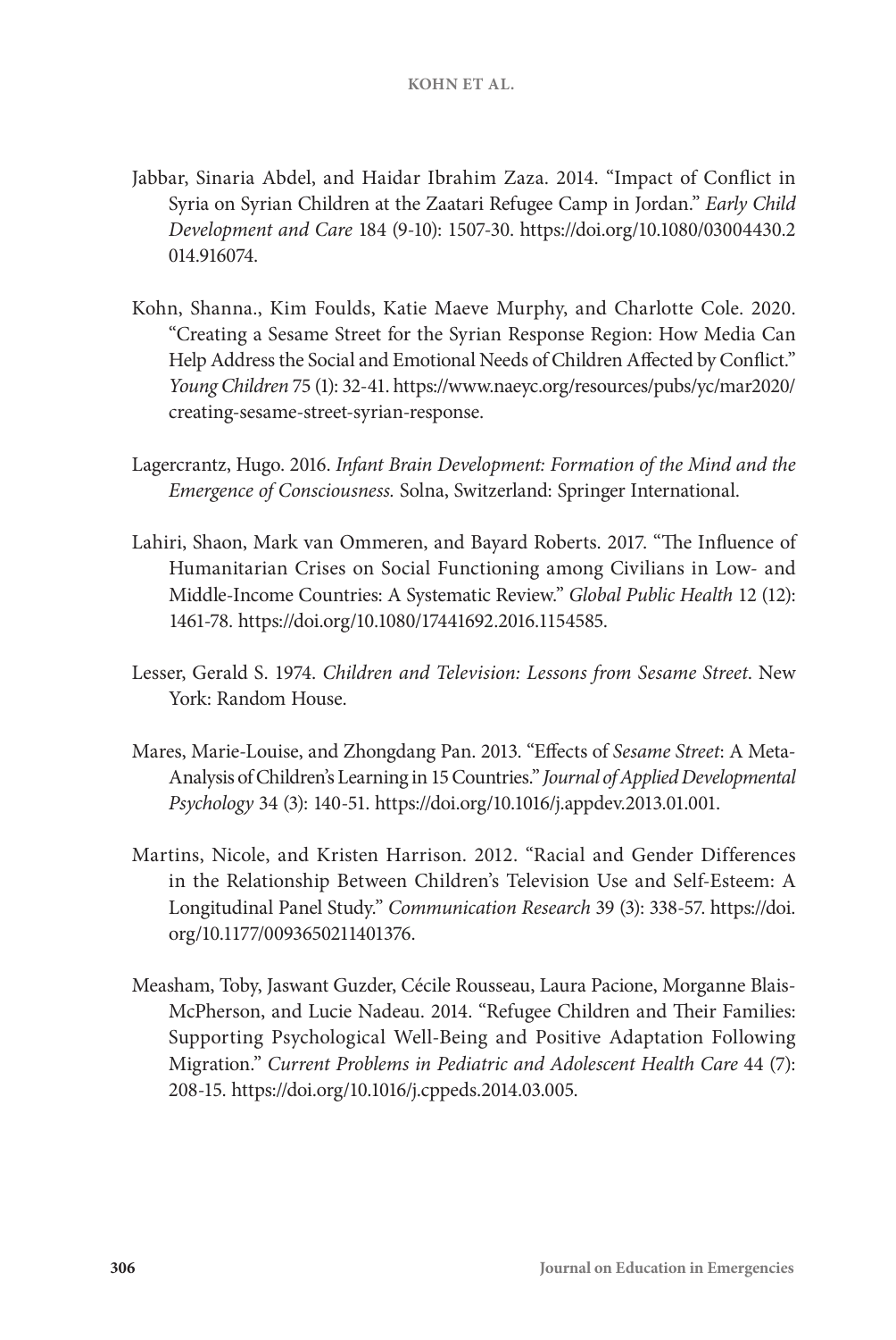Jabbar, Sinaria Abdel, and Haidar Ibrahim Zaza. 2014. "Impact of Conflict in Syria on Syrian Children at the Zaatari Refugee Camp in Jordan." *Early Child Development and Care* 184 (9-10): 1507-30. https://doi.org/10.1080/03004430.2014.916074.

Kohn, Shanna., Kim Foulds, Katie Maeve Murphy, and Charlotte Cole. 2020. "Creating a Sesame Street for the Syrian Response Region: How Media Can Help Address the Social and Emotional Needs of Children Affected by Conflict." *Young Children* 75 (1): 32-41. https://www.naeyc.org/resources/pubs/yc/mar2020/creating-sesame-street-syrian-response.

Lagercrantz, Hugo. 2016. *Infant Brain Development: Formation of the Mind and the Emergence of Consciousness.* Solna, Switzerland: Springer International.

Lahiri, Shaon, Mark van Ommeren, and Bayard Roberts. 2017. "The Influence of Humanitarian Crises on Social Functioning among Civilians in Low- and Middle-Income Countries: A Systematic Review." *Global Public Health* 12 (12): 1461-78. https://doi.org/10.1080/17441692.2016.1154585.

Lesser, Gerald S. 1974. *Children and Television: Lessons from Sesame Street*. New York: Random House.

Mares, Marie-Louise, and Zhongdang Pan. 2013. "Effects of *Sesame Street*: A Meta-Analysis of Children's Learning in 15 Countries." *Journal of Applied Developmental Psychology* 34 (3): 140-51. https://doi.org/10.1016/j.appdev.2013.01.001.

Martins, Nicole, and Kristen Harrison. 2012. "Racial and Gender Differences in the Relationship Between Children's Television Use and Self-Esteem: A Longitudinal Panel Study." *Communication Research* 39 (3): 338-57. https://doi.org/10.1177/0093650211401376.

Measham, Toby, Jaswant Guzder, Cécile Rousseau, Laura Pacione, Morganne Blais-McPherson, and Lucie Nadeau. 2014. "Refugee Children and Their Families: Supporting Psychological Well-Being and Positive Adaptation Following Migration." *Current Problems in Pediatric and Adolescent Health Care* 44 (7): 208-15. https://doi.org/10.1016/j.cppeds.2014.03.005.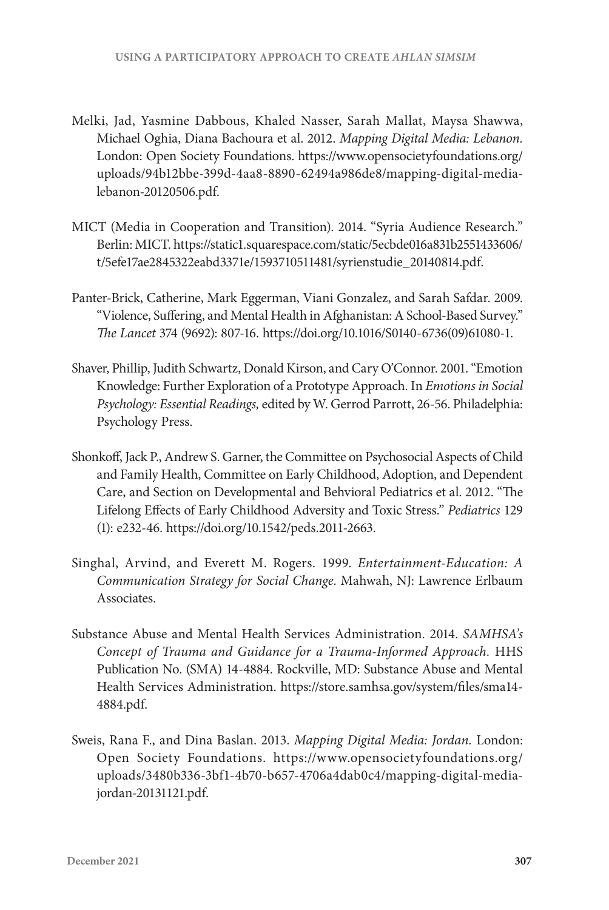Melki, Jad, Yasmine Dabbous, Khaled Nasser, Sarah Mallat, Maysa Shawwa, Michael Oghia, Diana Bachoura et al. 2012. *Mapping Digital Media: Lebanon.* London: Open Society Foundations. https://www.opensocietyfoundations.org/uploads/94b12bbe-399d-4aa8-8890-62494a986de8/mapping-digital-media-lebanon-20120506.pdf.

MICT (Media in Cooperation and Transition). 2014. "Syria Audience Research." Berlin: MICT. https://static1.squarespace.com/static/5ecbde016a831b2551433606/t/5efe17ae2845322eabd3371e/1593710511481/syrienstudie_20140814.pdf.

Panter-Brick, Catherine, Mark Eggerman, Viani Gonzalez, and Sarah Safdar. 2009. "Violence, Suffering, and Mental Health in Afghanistan: A School-Based Survey." *The Lancet* 374 (9692): 807-16. https://doi.org/10.1016/S0140-6736(09)61080-1.

Shaver, Phillip, Judith Schwartz, Donald Kirson, and Cary O'Connor. 2001. "Emotion Knowledge: Further Exploration of a Prototype Approach. In *Emotions in Social Psychology: Essential Readings,* edited by W. Gerrod Parrott, 26-56. Philadelphia: Psychology Press.

Shonkoff, Jack P., Andrew S. Garner, the Committee on Psychosocial Aspects of Child and Family Health, Committee on Early Childhood, Adoption, and Dependent Care, and Section on Developmental and Behvioral Pediatrics et al. 2012. "The Lifelong Effects of Early Childhood Adversity and Toxic Stress." *Pediatrics* 129 (1): e232-46. https://doi.org/10.1542/peds.2011-2663.

Singhal, Arvind, and Everett M. Rogers. 1999. *Entertainment-Education: A Communication Strategy for Social Change*. Mahwah, NJ: Lawrence Erlbaum Associates.

Substance Abuse and Mental Health Services Administration. 2014. *SAMHSA's Concept of Trauma and Guidance for a Trauma-Informed Approach.* HHS Publication No. (SMA) 14-4884. Rockville, MD: Substance Abuse and Mental Health Services Administration. https://store.samhsa.gov/system/files/sma14-4884.pdf.

Sweis, Rana F., and Dina Baslan. 2013. *Mapping Digital Media: Jordan.* London: Open Society Foundations. https://www.opensocietyfoundations.org/uploads/3480b336-3bf1-4b70-b657-4706a4dab0c4/mapping-digital-media-jordan-20131121.pdf.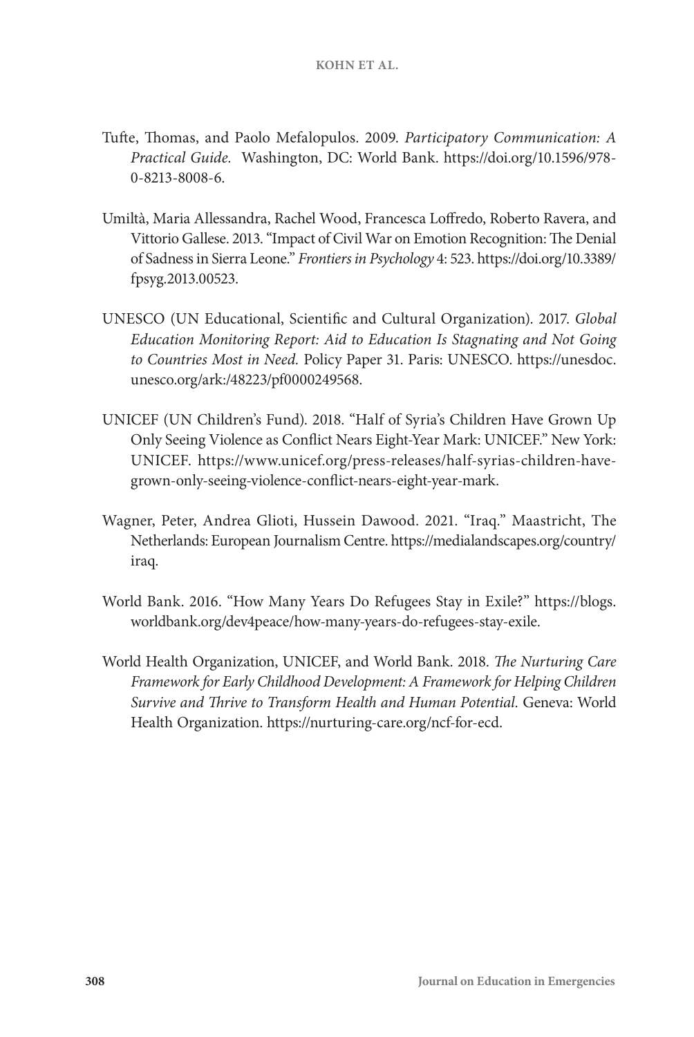Tufte, Thomas, and Paolo Mefalopulos. 2009. *Participatory Communication: A Practical Guide.* Washington, DC: World Bank. https://doi.org/10.1596/978-0-8213-8008-6.

Umiltà, Maria Allessandra, Rachel Wood, Francesca Loffredo, Roberto Ravera, and Vittorio Gallese. 2013. "Impact of Civil War on Emotion Recognition: The Denial of Sadness in Sierra Leone." *Frontiers in Psychology* 4: 523. https://doi.org/10.3389/fpsyg.2013.00523.

UNESCO (UN Educational, Scientific and Cultural Organization). 2017. *Global Education Monitoring Report: Aid to Education Is Stagnating and Not Going to Countries Most in Need.* Policy Paper 31. Paris: UNESCO. https://unesdoc.unesco.org/ark:/48223/pf0000249568.

UNICEF (UN Children's Fund). 2018. "Half of Syria's Children Have Grown Up Only Seeing Violence as Conflict Nears Eight-Year Mark: UNICEF." New York: UNICEF. https://www.unicef.org/press-releases/half-syrias-children-have-grown-only-seeing-violence-conflict-nears-eight-year-mark.

Wagner, Peter, Andrea Glioti, Hussein Dawood. 2021. "Iraq." Maastricht, The Netherlands: European Journalism Centre. https://medialandscapes.org/country/iraq.

World Bank. 2016. "How Many Years Do Refugees Stay in Exile?" https://blogs.worldbank.org/dev4peace/how-many-years-do-refugees-stay-exile.

World Health Organization, UNICEF, and World Bank. 2018. *The Nurturing Care Framework for Early Childhood Development: A Framework for Helping Children Survive and Thrive to Transform Health and Human Potential.* Geneva: World Health Organization. https://nurturing-care.org/ncf-for-ecd.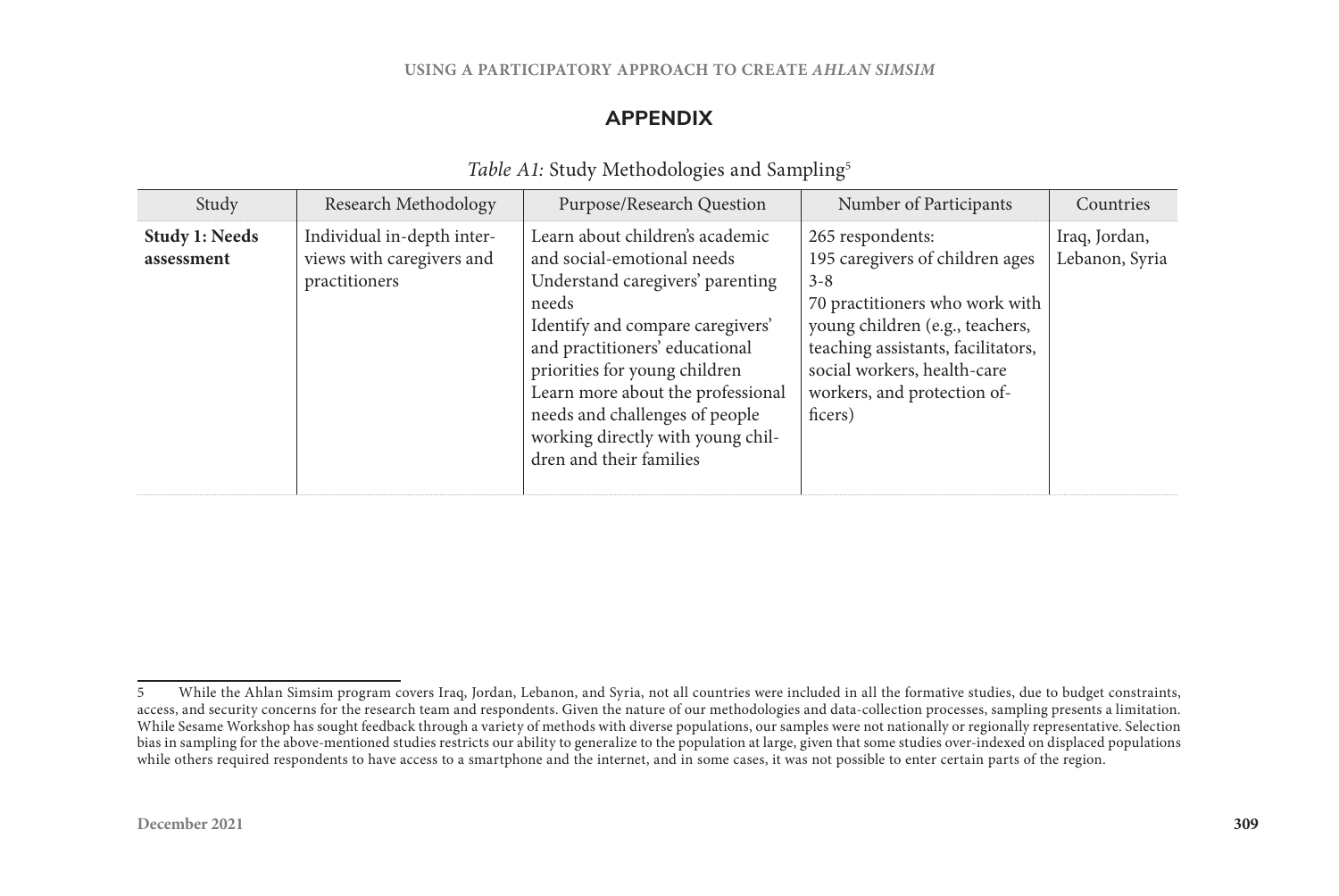## APPENDIX

*Table A1:* Study Methodologies and Sampling[5]

| Study | Research Methodology | Purpose/Research Question | Number of Participants | Countries |
|---|---|---|---|---|
| **Study 1: Needs assessment** | Individual in-depth interviews with caregivers and practitioners | Learn about children's academic and social-emotional needs<br>Understand caregivers' parenting needs<br>Identify and compare caregivers' and practitioners' educational priorities for young children<br>Learn more about the professional needs and challenges of people working directly with young children and their families | 265 respondents:<br>195 caregivers of children ages 3-8<br>70 practitioners who work with young children (e.g., teachers, teaching assistants, facilitators, social workers, health-care workers, and protection officers) | Iraq, Jordan, Lebanon, Syria |

5 While the Ahlan Simsim program covers Iraq, Jordan, Lebanon, and Syria, not all countries were included in all the formative studies, due to budget constraints, access, and security concerns for the research team and respondents. Given the nature of our methodologies and data-collection processes, sampling presents a limitation. While Sesame Workshop has sought feedback through a variety of methods with diverse populations, our samples were not nationally or regionally representative. Selection bias in sampling for the above-mentioned studies restricts our ability to generalize to the population at large, given that some studies over-indexed on displaced populations while others required respondents to have access to a smartphone and the internet, and in some cases, it was not possible to enter certain parts of the region.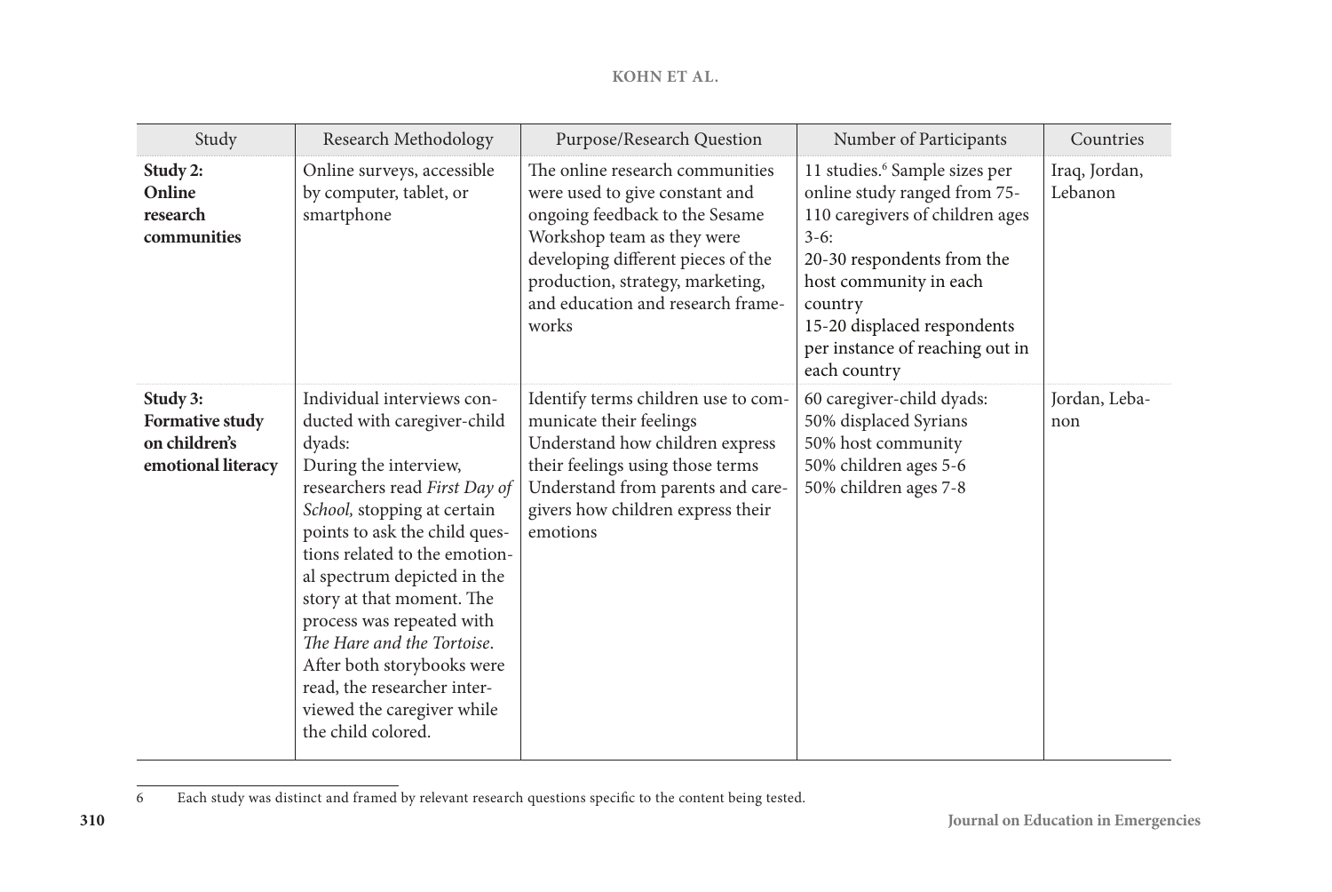| Study | Research Methodology | Purpose/Research Question | Number of Participants | Countries |
|---|---|---|---|---|
| **Study 2: Online research communities** | Online surveys, accessible by computer, tablet, or smartphone | The online research communities were used to give constant and ongoing feedback to the Sesame Workshop team as they were developing different pieces of the production, strategy, marketing, and education and research frameworks | 11 studies.[6] Sample sizes per online study ranged from 75-110 caregivers of children ages 3-6:<br>20-30 respondents from the host community in each country<br>15-20 displaced respondents per instance of reaching out in each country | Iraq, Jordan, Lebanon |
| **Study 3: Formative study on children's emotional literacy** | Individual interviews conducted with caregiver-child dyads:<br>During the interview, researchers read *First Day of School,* stopping at certain points to ask the child questions related to the emotional spectrum depicted in the story at that moment. The process was repeated with *The Hare and the Tortoise*. After both storybooks were read, the researcher interviewed the caregiver while the child colored. | Identify terms children use to communicate their feelings<br>Understand how children express their feelings using those terms<br>Understand from parents and caregivers how children express their emotions | 60 caregiver-child dyads:<br>50% displaced Syrians<br>50% host community<br>50% children ages 5-6<br>50% children ages 7-8 | Jordan, Lebanon |

6 Each study was distinct and framed by relevant research questions specific to the content being tested.